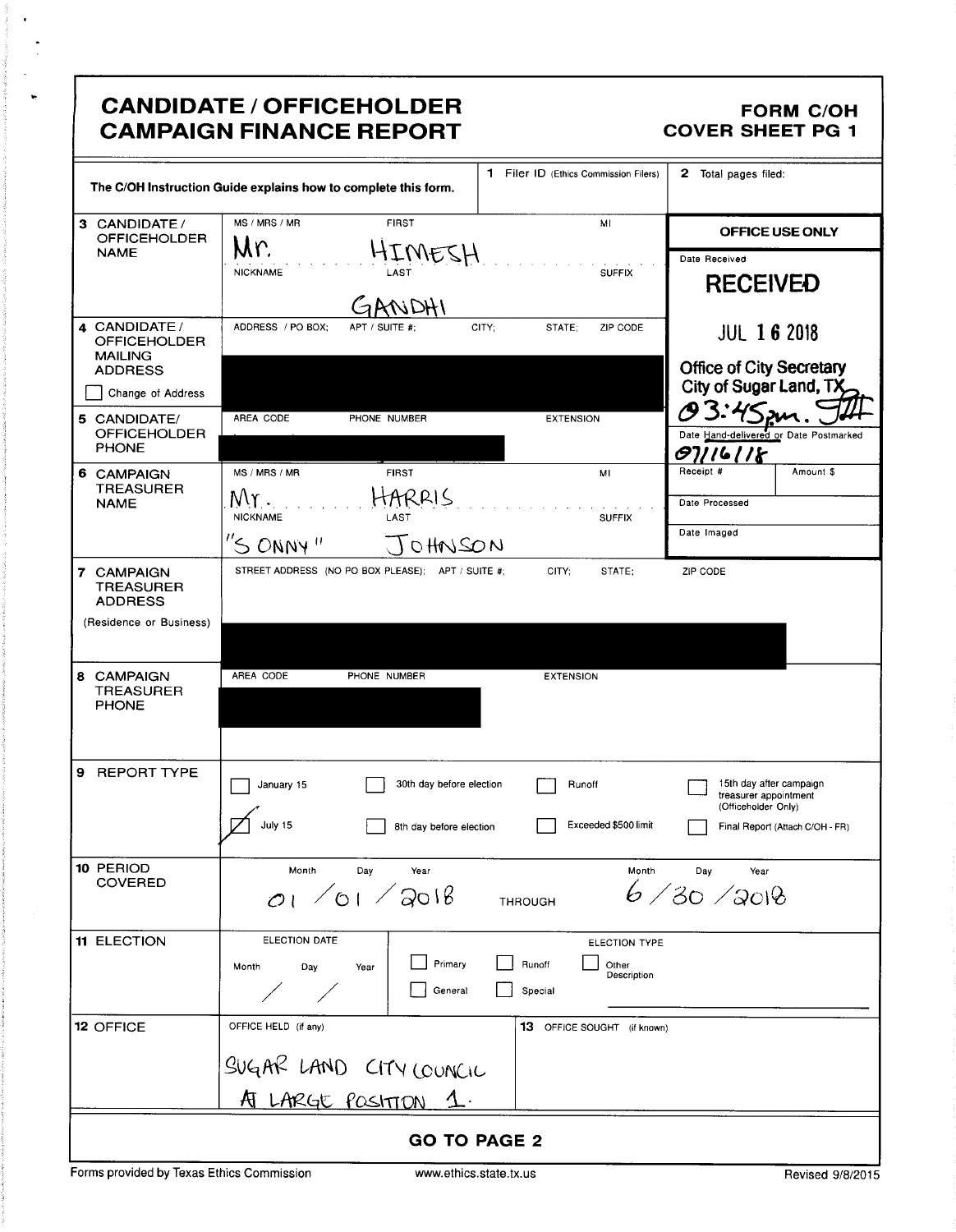# CANDIDATE / OFFICEHOLDER CAMPAIGN FINANCE REPORT

**FORM C/OH COVER SHEET PG 1**

The C/OH Instruction Guide explains how to complete this form.

**1** Filer ID (Ethics Commission Filers)

**2** Total pages filed:

| | | |
|---|---|---|
| **3 CANDIDATE / OFFICEHOLDER NAME** | MS / MRS / MR: Mr. FIRST: HIMESH MI: NICKNAME: LAST: GANDHI SUFFIX: | **OFFICE USE ONLY** Date Received: RECEIVED JUL 16 2018 Office of City Secretary City of Sugar Land, TX 03:45pm. |
| **4 CANDIDATE / OFFICEHOLDER MAILING ADDRESS** ☐ Change of Address | ADDRESS / PO BOX; APT / SUITE #; CITY; STATE; ZIP CODE [REDACTED] | |
| **5 CANDIDATE/ OFFICEHOLDER PHONE** | AREA CODE PHONE NUMBER EXTENSION [REDACTED] | Date Hand-delivered or Date Postmarked: 07/16/18 |
| **6 CAMPAIGN TREASURER NAME** | MS / MRS / MR: Mr. FIRST: HARRIS MI: NICKNAME: "SONNY" LAST: JOHNSON SUFFIX: | Receipt # Amount $ Date Processed Date Imaged |
| **7 CAMPAIGN TREASURER ADDRESS** (Residence or Business) | STREET ADDRESS (NO PO BOX PLEASE); APT / SUITE #; CITY; STATE; ZIP CODE [REDACTED] | |
| **8 CAMPAIGN TREASURER PHONE** | AREA CODE PHONE NUMBER EXTENSION [REDACTED] | |

**9 REPORT TYPE**

- ☐ January 15
- ☑ July 15
- ☐ 30th day before election
- ☐ 8th day before election
- ☐ Runoff
- ☐ Exceeded $500 limit
- ☐ 15th day after campaign treasurer appointment (Officeholder Only)
- ☐ Final Report (Attach C/OH - FR)

**10 PERIOD COVERED**

Month / Day / Year: 01 / 01 / 2018 THROUGH Month / Day / Year: 6 / 30 / 2018

**11 ELECTION**

ELECTION DATE: Month / Day / Year: / /

ELECTION TYPE: ☐ Primary ☐ Runoff ☐ Other Description ☐ General ☐ Special

**12 OFFICE**

OFFICE HELD (if any): SUGAR LAND CITY COUNCIL AT LARGE POSITION 1.

**13** OFFICE SOUGHT (if known):

**GO TO PAGE 2**

Forms provided by Texas Ethics Commission www.ethics.state.tx.us Revised 9/8/2015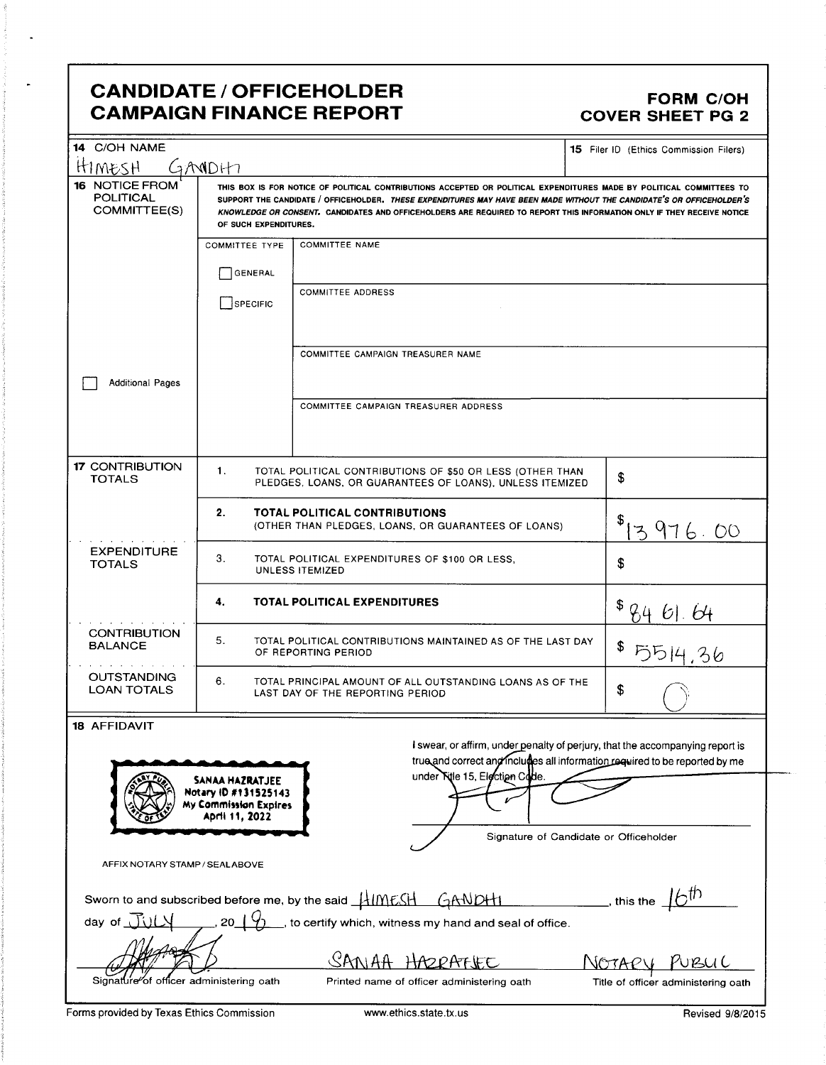# CANDIDATE / OFFICEHOLDER CAMPAIGN FINANCE REPORT

**FORM C/OH COVER SHEET PG 2**

| | | |
|---|---|---|
| **14** C/OH NAME<br>HIMESH GANDHI | | **15** Filer ID (Ethics Commission Filers) |

**16 NOTICE FROM POLITICAL COMMITTEE(S)**

THIS BOX IS FOR NOTICE OF POLITICAL CONTRIBUTIONS ACCEPTED OR POLITICAL EXPENDITURES MADE BY POLITICAL COMMITTEES TO SUPPORT THE CANDIDATE / OFFICEHOLDER. *THESE EXPENDITURES MAY HAVE BEEN MADE WITHOUT THE CANDIDATE'S OR OFFICEHOLDER'S KNOWLEDGE OR CONSENT.* CANDIDATES AND OFFICEHOLDERS ARE REQUIRED TO REPORT THIS INFORMATION ONLY IF THEY RECEIVE NOTICE OF SUCH EXPENDITURES.

| COMMITTEE TYPE | |
|---|---|
| ☐ GENERAL<br>☐ SPECIFIC | COMMITTEE NAME |
| | COMMITTEE ADDRESS |
| | COMMITTEE CAMPAIGN TREASURER NAME |
| | COMMITTEE CAMPAIGN TREASURER ADDRESS |

☐ Additional Pages

| | | | |
|---|---|---|---|
| **17 CONTRIBUTION TOTALS** | 1. | TOTAL POLITICAL CONTRIBUTIONS OF $50 OR LESS (OTHER THAN PLEDGES, LOANS, OR GUARANTEES OF LOANS), UNLESS ITEMIZED | $ |
| | 2. | **TOTAL POLITICAL CONTRIBUTIONS** (OTHER THAN PLEDGES, LOANS, OR GUARANTEES OF LOANS) | $ 13976.00 |
| **EXPENDITURE TOTALS** | 3. | TOTAL POLITICAL EXPENDITURES OF $100 OR LESS, UNLESS ITEMIZED | $ |
| | 4. | **TOTAL POLITICAL EXPENDITURES** | $ 8461.64 |
| **CONTRIBUTION BALANCE** | 5. | TOTAL POLITICAL CONTRIBUTIONS MAINTAINED AS OF THE LAST DAY OF REPORTING PERIOD | $ 5514.36 |
| **OUTSTANDING LOAN TOTALS** | 6. | TOTAL PRINCIPAL AMOUNT OF ALL OUTSTANDING LOANS AS OF THE LAST DAY OF THE REPORTING PERIOD | $ 0 |

**18 AFFIDAVIT**

SANAA HAZRATJEE
Notary ID #131525143
My Commission Expires
April 11, 2022

AFFIX NOTARY STAMP / SEAL ABOVE

I swear, or affirm, under penalty of perjury, that the accompanying report is true and correct and includes all information required to be reported by me under Title 15, Election Code.

Signature of Candidate or Officeholder

Sworn to and subscribed before me, by the said HIMESH GANDHI, this the 16th day of JULY, 2019, to certify which, witness my hand and seal of office.

| Signature of officer administering oath | Printed name of officer administering oath | Title of officer administering oath |
|---|---|---|
| | SANAA HAZRATJEE | NOTARY PUBLIC |

Forms provided by Texas Ethics Commission www.ethics.state.tx.us Revised 9/8/2015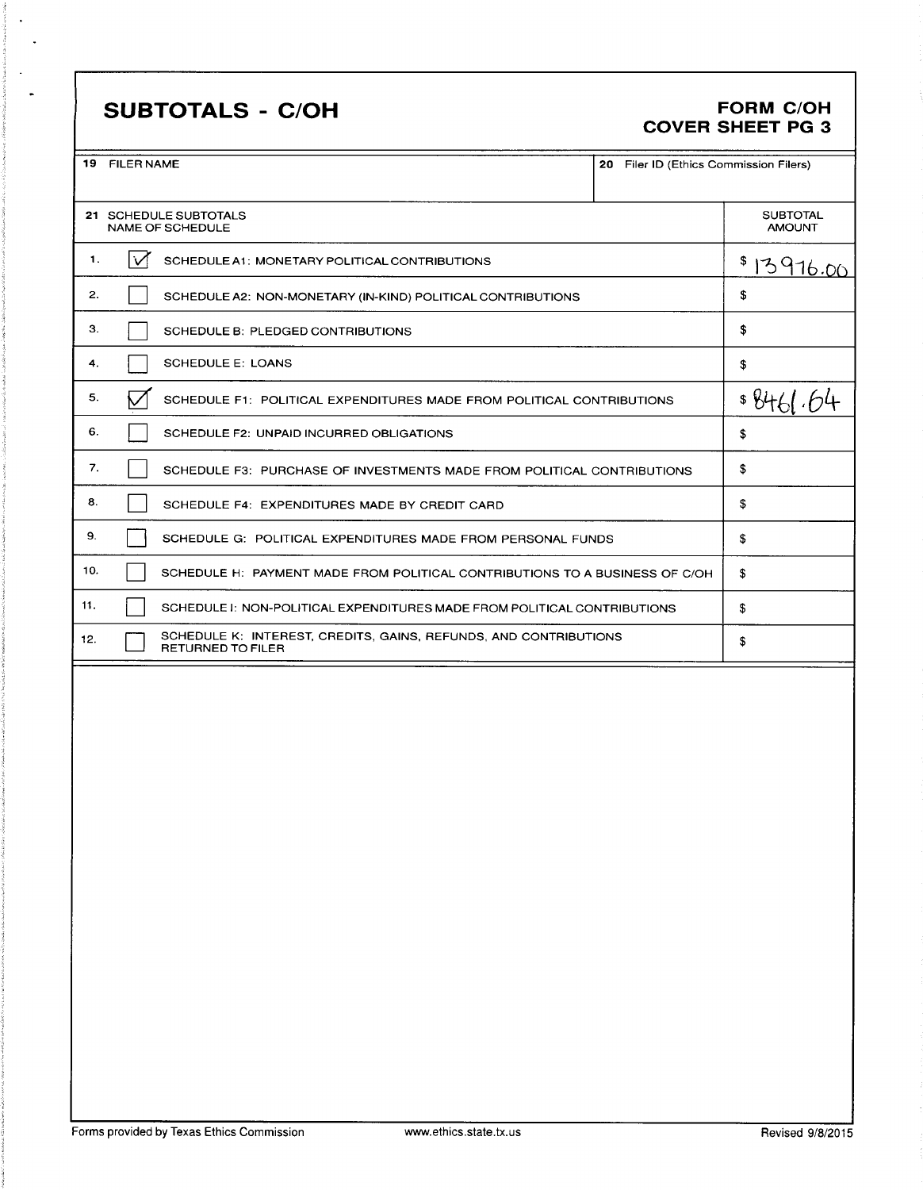# SUBTOTALS - C/OH

**FORM C/OH**
**COVER SHEET PG 3**

| 19 FILER NAME | 20 Filer ID (Ethics Commission Filers) |
|---|---|
| | |

| 21 SCHEDULE SUBTOTALS NAME OF SCHEDULE | | SUBTOTAL AMOUNT |
|---|---|---|
| 1. | ☑ SCHEDULE A1: MONETARY POLITICAL CONTRIBUTIONS | $ 13976.00 |
| 2. | ☐ SCHEDULE A2: NON-MONETARY (IN-KIND) POLITICAL CONTRIBUTIONS | $ |
| 3. | ☐ SCHEDULE B: PLEDGED CONTRIBUTIONS | $ |
| 4. | ☐ SCHEDULE E: LOANS | $ |
| 5. | ☑ SCHEDULE F1: POLITICAL EXPENDITURES MADE FROM POLITICAL CONTRIBUTIONS | $ 8461.64 |
| 6. | ☐ SCHEDULE F2: UNPAID INCURRED OBLIGATIONS | $ |
| 7. | ☐ SCHEDULE F3: PURCHASE OF INVESTMENTS MADE FROM POLITICAL CONTRIBUTIONS | $ |
| 8. | ☐ SCHEDULE F4: EXPENDITURES MADE BY CREDIT CARD | $ |
| 9. | ☐ SCHEDULE G: POLITICAL EXPENDITURES MADE FROM PERSONAL FUNDS | $ |
| 10. | ☐ SCHEDULE H: PAYMENT MADE FROM POLITICAL CONTRIBUTIONS TO A BUSINESS OF C/OH | $ |
| 11. | ☐ SCHEDULE I: NON-POLITICAL EXPENDITURES MADE FROM POLITICAL CONTRIBUTIONS | $ |
| 12. | ☐ SCHEDULE K: INTEREST, CREDITS, GAINS, REFUNDS, AND CONTRIBUTIONS RETURNED TO FILER | $ |

Forms provided by Texas Ethics Commission www.ethics.state.tx.us Revised 9/8/2015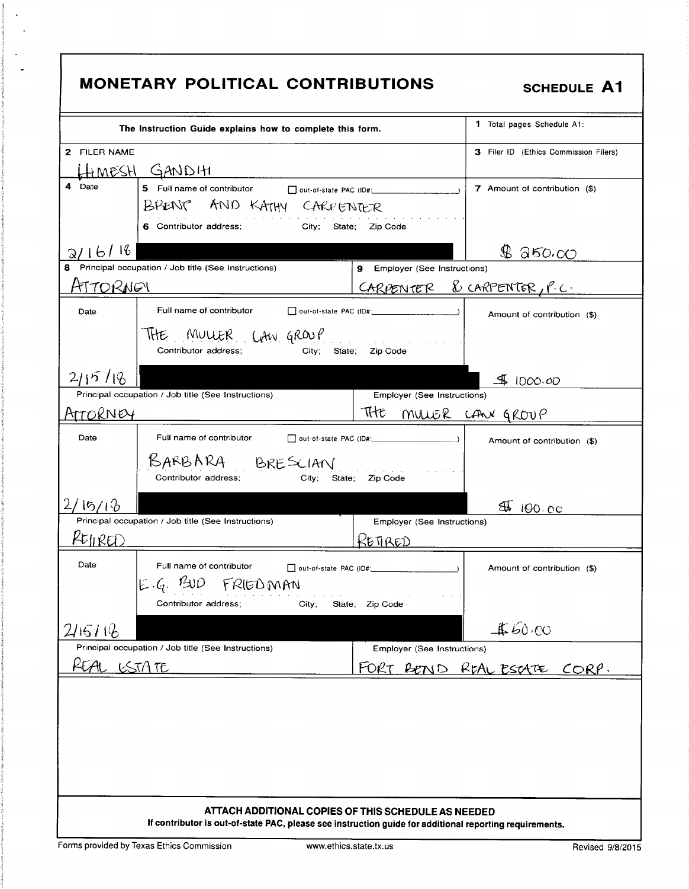# MONETARY POLITICAL CONTRIBUTIONS

**SCHEDULE A1**

The Instruction Guide explains how to complete this form.

**1** Total pages Schedule A1:

**2** FILER NAME: HIMESH GANDHI

**3** Filer ID (Ethics Commission Filers):

| 4 Date | 5 Full name of contributor / 6 Contributor address; City; State; Zip Code | 7 Amount of contribution ($) |
|---|---|---|
| 2/16/18 | BRENT AND KATHY CARPENTER<br>[REDACTED] | $ 250.00 |
| **8** Principal occupation / Job title: ATTORNEY | **9** Employer: CARPENTER & CARPENTER, P.C. | |

| Date | Full name of contributor / Contributor address; City; State; Zip Code | Amount of contribution ($) |
|---|---|---|
| 2/15/18 | THE MULLER LAW GROUP<br>[REDACTED] | $ 1000.00 |
| Principal occupation / Job title: ATTORNEY | Employer: THE MULLER LAW GROUP | |

| Date | Full name of contributor / Contributor address; City; State; Zip Code | Amount of contribution ($) |
|---|---|---|
| 2/15/18 | BARBARA BRESCIAN<br>[REDACTED] | $ 100.00 |
| Principal occupation / Job title: RETIRED | Employer: RETIRED | |

| Date | Full name of contributor / Contributor address; City; State; Zip Code | Amount of contribution ($) |
|---|---|---|
| 2/15/18 | E.G. BUD FRIEDMAN<br>[REDACTED] | $ 50.00 |
| Principal occupation / Job title: REAL ESTATE | Employer: FORT BEND REAL ESTATE CORP. | |

**ATTACH ADDITIONAL COPIES OF THIS SCHEDULE AS NEEDED**

**If contributor is out-of-state PAC, please see instruction guide for additional reporting requirements.**

Forms provided by Texas Ethics Commission www.ethics.state.tx.us Revised 9/8/2015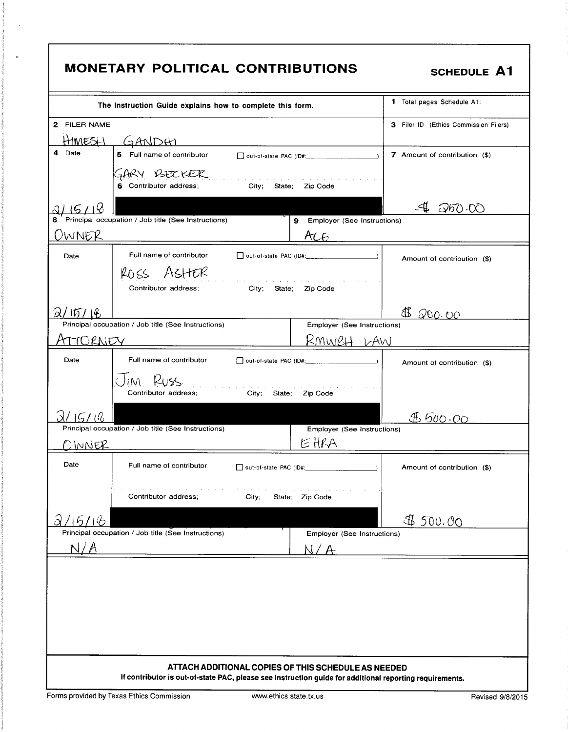## MONETARY POLITICAL CONTRIBUTIONS

**SCHEDULE A1**

The Instruction Guide explains how to complete this form.

1 Total pages Schedule A1:

2 FILER NAME: HIMESH GANDHI

3 Filer ID (Ethics Commission Filers):

| 4 Date | 5 Full name of contributor / 6 Contributor address; City; State; Zip Code | 7 Amount of contribution ($) |
|---|---|---|
| 2/15/18 | GARY BECKER<br>[REDACTED] | $ 250.00 |
| 8 Principal occupation / Job title: OWNER | 9 Employer: ACE | |
| 2/15/18 | ROSS ASHER | $ 200.00 |
| Principal occupation / Job title: ATTORNEY | Employer: RMWBH LAW | |
| 2/15/18 | JIM RUSS<br>[REDACTED] | $ 500.00 |
| Principal occupation / Job title: OWNER | Employer: EHRA | |
| 2/15/18 | [REDACTED] | $ 500.00 |
| Principal occupation / Job title: N/A | Employer: N/A | |

☐ out-of-state PAC (ID#: )

**ATTACH ADDITIONAL COPIES OF THIS SCHEDULE AS NEEDED**

**If contributor is out-of-state PAC, please see instruction guide for additional reporting requirements.**

Forms provided by Texas Ethics Commission    www.ethics.state.tx.us    Revised 9/8/2015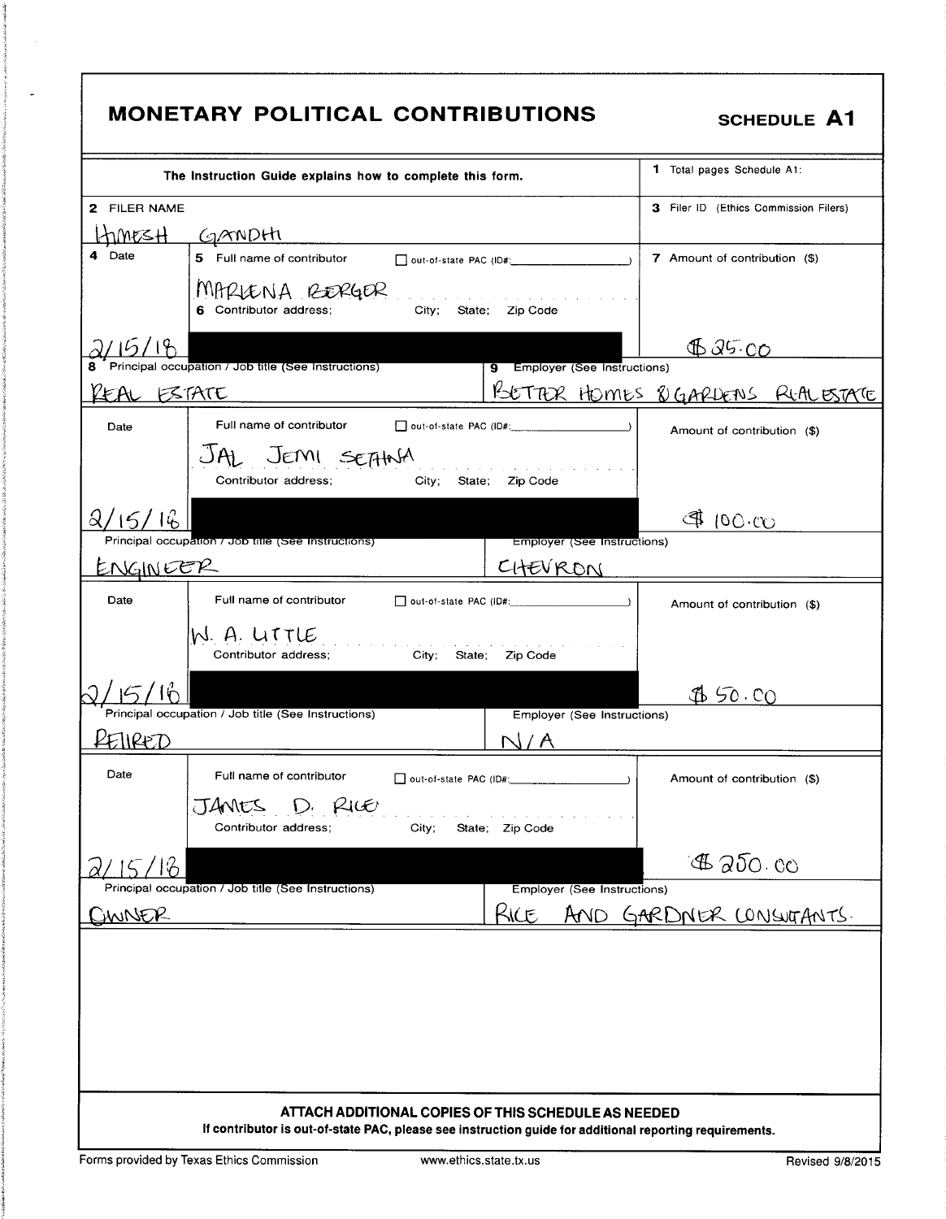# MONETARY POLITICAL CONTRIBUTIONS

**SCHEDULE A1**

| The Instruction Guide explains how to complete this form. | | 1 Total pages Schedule A1: |
|---|---|---|
| **2** FILER NAME<br>HIMESH GANDHI | | **3** Filer ID (Ethics Commission Filers) |
| **4** Date<br>2/15/18 | **5** Full name of contributor ☐ out-of-state PAC (ID#: )<br>MARLENA BERGER<br>**6** Contributor address; City; State; Zip Code<br>[REDACTED] | **7** Amount of contribution ($)<br>$25.00 |
| **8** Principal occupation / Job title (See Instructions)<br>REAL ESTATE | **9** Employer (See Instructions)<br>BETTER HOMES & GARDENS REAL ESTATE | |
| Date<br>2/15/18 | Full name of contributor ☐ out-of-state PAC (ID#: )<br>JAL JEMI SETHNA<br>Contributor address; City; State; Zip Code<br>[REDACTED] | Amount of contribution ($)<br>$100.00 |
| Principal occupation / Job title (See Instructions)<br>ENGINEER | Employer (See Instructions)<br>CHEVRON | |
| Date<br>2/15/18 | Full name of contributor ☐ out-of-state PAC (ID#: )<br>W. A. LITTLE<br>Contributor address; City; State; Zip Code<br>[REDACTED] | Amount of contribution ($)<br>$50.00 |
| Principal occupation / Job title (See Instructions)<br>RETIRED | Employer (See Instructions)<br>N/A | |
| Date<br>2/15/18 | Full name of contributor ☐ out-of-state PAC (ID#: )<br>JAMES D. RICE<br>Contributor address; City; State; Zip Code<br>[REDACTED] | Amount of contribution ($)<br>$250.00 |
| Principal occupation / Job title (See Instructions)<br>OWNER | Employer (See Instructions)<br>RICE AND GARDNER CONSULTANTS. | |

**ATTACH ADDITIONAL COPIES OF THIS SCHEDULE AS NEEDED**

**If contributor is out-of-state PAC, please see instruction guide for additional reporting requirements.**

Forms provided by Texas Ethics Commission www.ethics.state.tx.us Revised 9/8/2015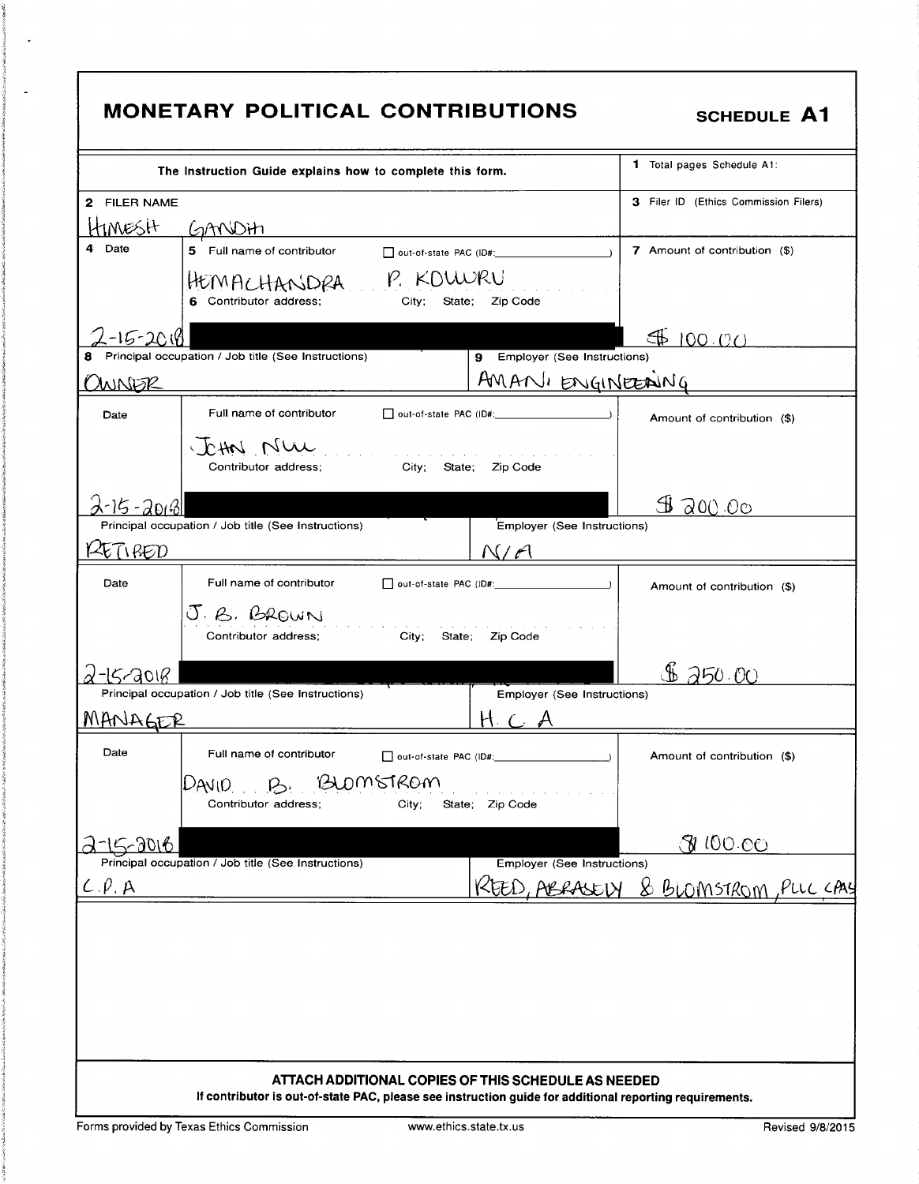# MONETARY POLITICAL CONTRIBUTIONS

**SCHEDULE A1**

The Instruction Guide explains how to complete this form.

1 Total pages Schedule A1:

2 FILER NAME
HIMESH GANDHI

3 Filer ID (Ethics Commission Filers)

| 4 Date | 5 Full name of contributor / 6 Contributor address; City; State; Zip Code | 7 Amount of contribution ($) |
|---|---|---|
| 2-15-2018 | HEMACHANDRA P. KOLLURU ☐ out-of-state PAC (ID#: ) | $100.00 |
| 8 Principal occupation / Job title (See Instructions): OWNER | 9 Employer (See Instructions): AMANI ENGINEERING | |
| 2-15-2018 | JOHN NUL ☐ out-of-state PAC (ID#: ) | $200.00 |
| Principal occupation / Job title (See Instructions): RETIRED | Employer (See Instructions): N/A | |
| 2-15-2018 | J. B. BROWN ☐ out-of-state PAC (ID#: ) | $250.00 |
| Principal occupation / Job title (See Instructions): MANAGER | Employer (See Instructions): H.C.A | |
| 2-15-2018 | DAVID B. BLOMSTROM ☐ out-of-state PAC (ID#: ) | $100.00 |
| Principal occupation / Job title (See Instructions): C.P.A | Employer (See Instructions): REED, ABRASELY & BLOMSTROM, PLLC CPAS | |

**ATTACH ADDITIONAL COPIES OF THIS SCHEDULE AS NEEDED**

**If contributor is out-of-state PAC, please see instruction guide for additional reporting requirements.**

Forms provided by Texas Ethics Commission www.ethics.state.tx.us Revised 9/8/2015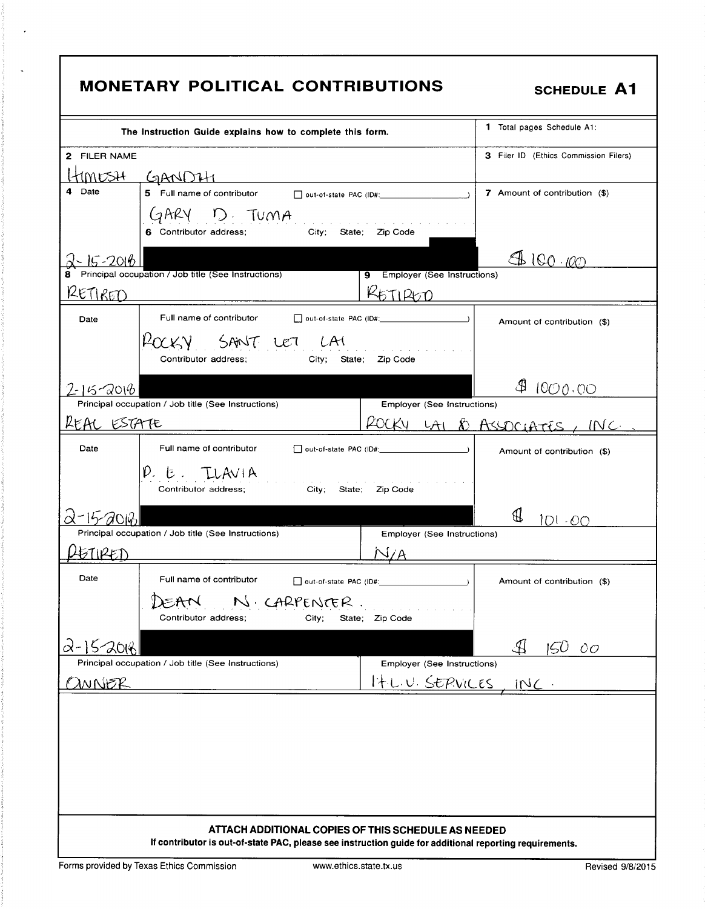# MONETARY POLITICAL CONTRIBUTIONS

**SCHEDULE A1**

| The Instruction Guide explains how to complete this form. | | 1 Total pages Schedule A1: |
|---|---|---|
| 2 FILER NAME<br>HIMESH GANDHI | | 3 Filer ID (Ethics Commission Filers) |
| 4 Date<br>2-15-2018 | 5 Full name of contributor ☐ out-of-state PAC (ID#: )<br>GARY D. TUMA<br>6 Contributor address; City; State; Zip Code<br>[REDACTED] | 7 Amount of contribution ($)<br>$100.00 |
| 8 Principal occupation / Job title (See Instructions)<br>RETIRED | 9 Employer (See Instructions)<br>RETIRED | |
| Date<br>2-15-2018 | Full name of contributor ☐ out-of-state PAC (ID#: )<br>ROCKY SAINT LET LAI<br>Contributor address; City; State; Zip Code<br>[REDACTED] | Amount of contribution ($)<br>$1000.00 |
| Principal occupation / Job title (See Instructions)<br>REAL ESTATE | Employer (See Instructions)<br>ROCKY LAI & ASSOCIATES, INC. | |
| Date<br>2-15-2018 | Full name of contributor ☐ out-of-state PAC (ID#: )<br>P. E. ILAVIA<br>Contributor address; City; State; Zip Code<br>[REDACTED] | Amount of contribution ($)<br>$101.00 |
| Principal occupation / Job title (See Instructions)<br>RETIRED | Employer (See Instructions)<br>N/A | |
| Date<br>2-15-2018 | Full name of contributor ☐ out-of-state PAC (ID#: )<br>DEAN N. CARPENTER.<br>Contributor address; City; State; Zip Code<br>[REDACTED] | Amount of contribution ($)<br>$150 00 |
| Principal occupation / Job title (See Instructions)<br>OWNER | Employer (See Instructions)<br>H.L.U. SERVICES, INC. | |

**ATTACH ADDITIONAL COPIES OF THIS SCHEDULE AS NEEDED**

**If contributor is out-of-state PAC, please see instruction guide for additional reporting requirements.**

Forms provided by Texas Ethics Commission www.ethics.state.tx.us Revised 9/8/2015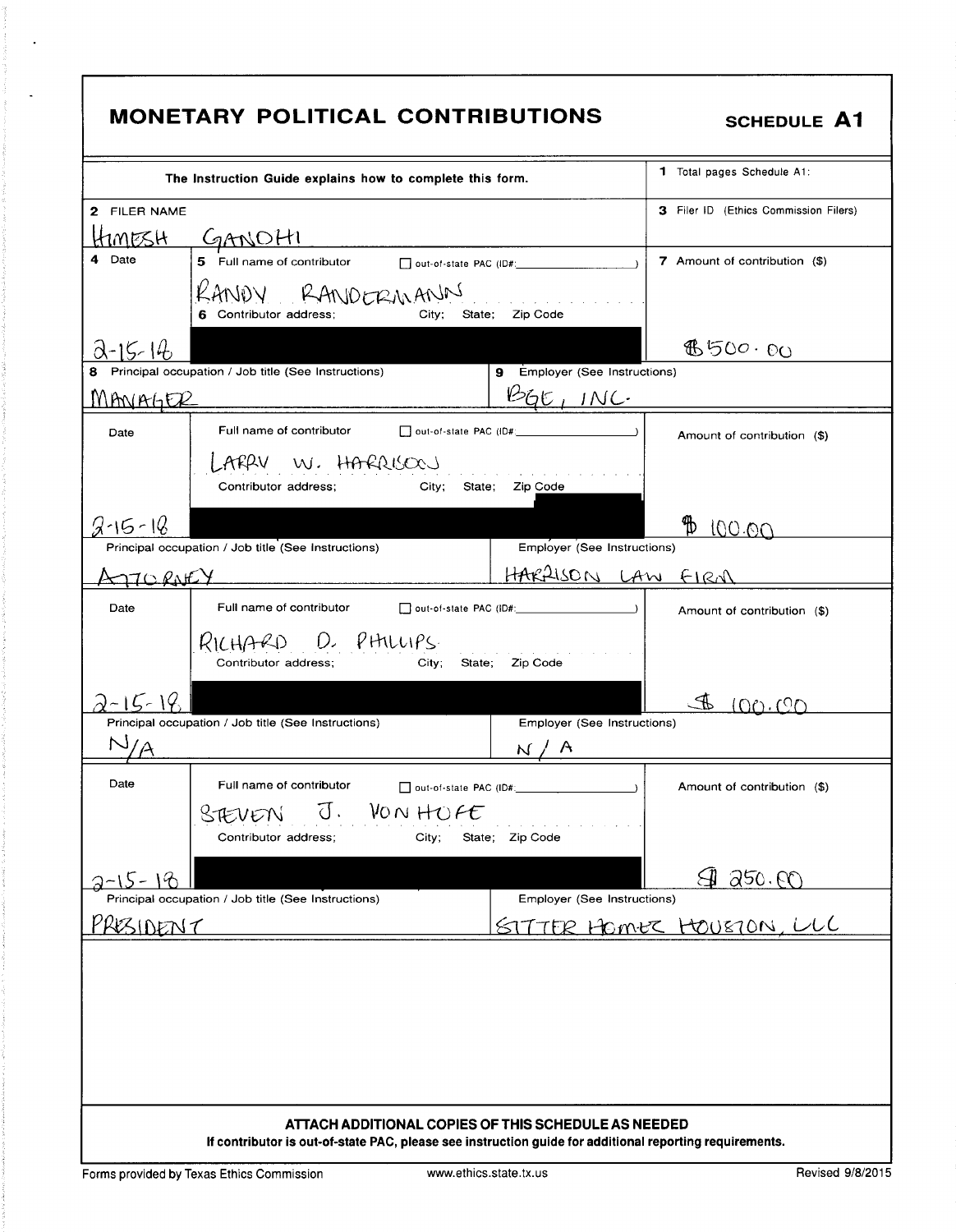# MONETARY POLITICAL CONTRIBUTIONS

**SCHEDULE A1**

| The Instruction Guide explains how to complete this form. | | | 1 Total pages Schedule A1: |
|---|---|---|---|
| 2 FILER NAME<br>HIMESH GANDHI | | | 3 Filer ID (Ethics Commission Filers) |
| 4 Date<br>2-15-18 | 5 Full name of contributor ☐ out-of-state PAC (ID#: )<br>RANDY RANDERMANN<br>6 Contributor address; City; State; Zip Code<br>[REDACTED] | | 7 Amount of contribution ($)<br>$500.00 |
| 8 Principal occupation / Job title (See Instructions)<br>MANAGER | | 9 Employer (See Instructions)<br>BGE, INC. | |
| Date<br>2-15-18 | Full name of contributor ☐ out-of-state PAC (ID#: )<br>LARRY W. HARRISON<br>Contributor address; City; State; Zip Code<br>[REDACTED] | | Amount of contribution ($)<br>$100.00 |
| Principal occupation / Job title (See Instructions)<br>ATTORNEY | | Employer (See Instructions)<br>HARRISON LAW FIRM | |
| Date<br>2-15-18 | Full name of contributor ☐ out-of-state PAC (ID#: )<br>RICHARD D. PHILLIPS<br>Contributor address; City; State; Zip Code<br>[REDACTED] | | Amount of contribution ($)<br>$100.00 |
| Principal occupation / Job title (See Instructions)<br>N/A | | Employer (See Instructions)<br>N/A | |
| Date<br>2-15-18 | Full name of contributor ☐ out-of-state PAC (ID#: )<br>STEVEN J. VON HOFE<br>Contributor address; City; State; Zip Code<br>[REDACTED] | | Amount of contribution ($)<br>$250.00 |
| Principal occupation / Job title (See Instructions)<br>PRESIDENT | | Employer (See Instructions)<br>SITTER HOMES HOUSTON, LLC | |

**ATTACH ADDITIONAL COPIES OF THIS SCHEDULE AS NEEDED**

**If contributor is out-of-state PAC, please see instruction guide for additional reporting requirements.**

Forms provided by Texas Ethics Commission www.ethics.state.tx.us Revised 9/8/2015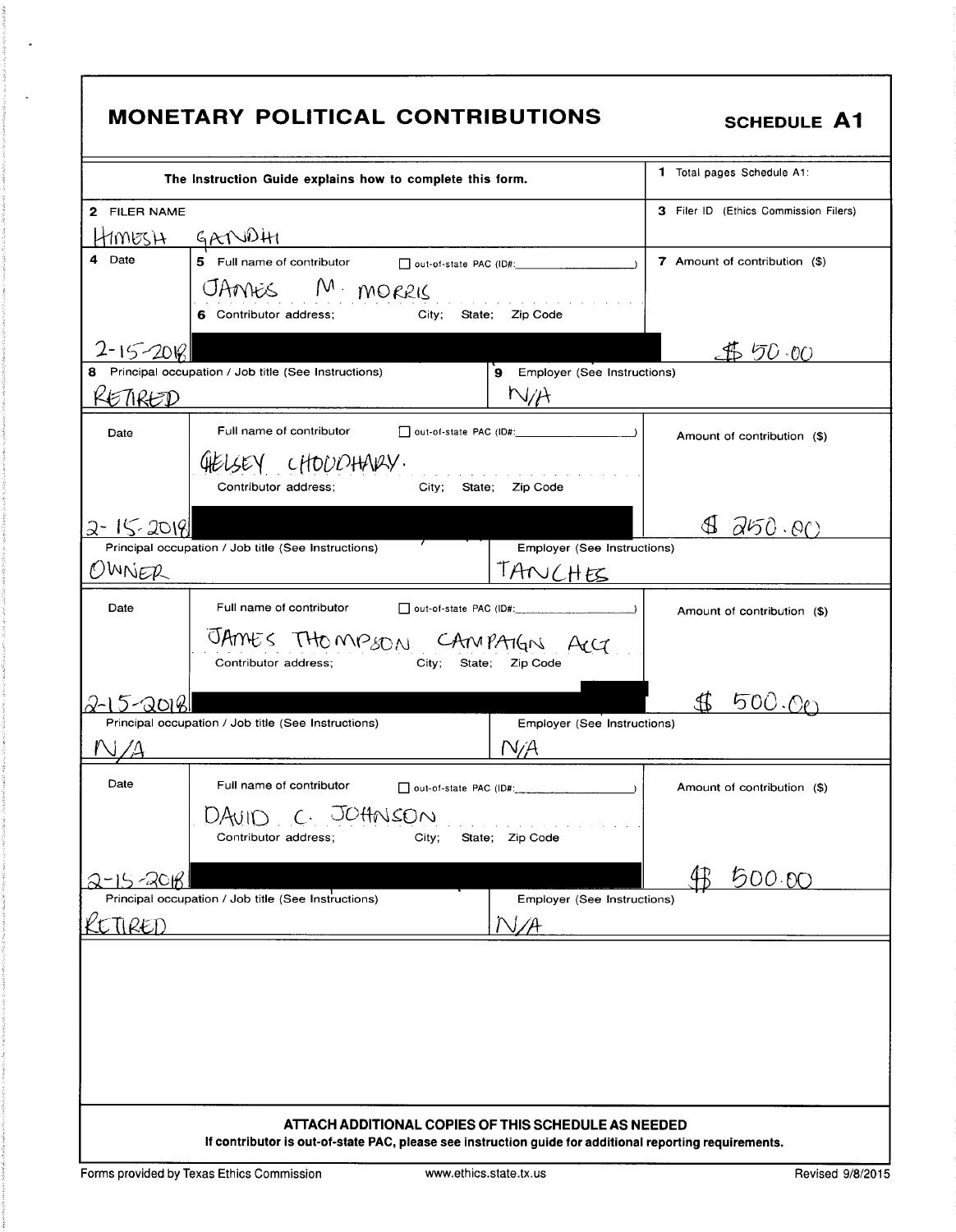# MONETARY POLITICAL CONTRIBUTIONS

**SCHEDULE A1**

| The Instruction Guide explains how to complete this form. | | 1 Total pages Schedule A1: |
|---|---|---|
| **2** FILER NAME<br>HIMESH GANDHI | | **3** Filer ID (Ethics Commission Filers) |
| **4** Date<br>2-15-2018 | **5** Full name of contributor ☐ out-of-state PAC (ID#: )<br>JAMES M. MORRIS<br>**6** Contributor address; City; State; Zip Code<br>[REDACTED] | **7** Amount of contribution ($)<br>$50.00 |
| **8** Principal occupation / Job title (See Instructions)<br>RETIRED | **9** Employer (See Instructions)<br>N/A | |
| Date<br>2-15-2018 | Full name of contributor ☐ out-of-state PAC (ID#: )<br>GELSEY CHOUDHARY.<br>Contributor address; City; State; Zip Code<br>[REDACTED] | Amount of contribution ($)<br>$250.00 |
| Principal occupation / Job title (See Instructions)<br>OWNER | Employer (See Instructions)<br>TANCHES | |
| Date<br>2-15-2018 | Full name of contributor ☐ out-of-state PAC (ID#: )<br>JAMES THOMPSON CAMPAIGN ACCT<br>Contributor address; City; State; Zip Code<br>[REDACTED] | Amount of contribution ($)<br>$500.00 |
| Principal occupation / Job title (See Instructions)<br>N/A | Employer (See Instructions)<br>N/A | |
| Date<br>2-15-2018 | Full name of contributor ☐ out-of-state PAC (ID#: )<br>DAVID C. JOHNSON<br>Contributor address; City; State; Zip Code<br>[REDACTED] | Amount of contribution ($)<br>$500.00 |
| Principal occupation / Job title (See Instructions)<br>RETIRED | Employer (See Instructions)<br>N/A | |

**ATTACH ADDITIONAL COPIES OF THIS SCHEDULE AS NEEDED**

**If contributor is out-of-state PAC, please see instruction guide for additional reporting requirements.**

Forms provided by Texas Ethics Commission www.ethics.state.tx.us Revised 9/8/2015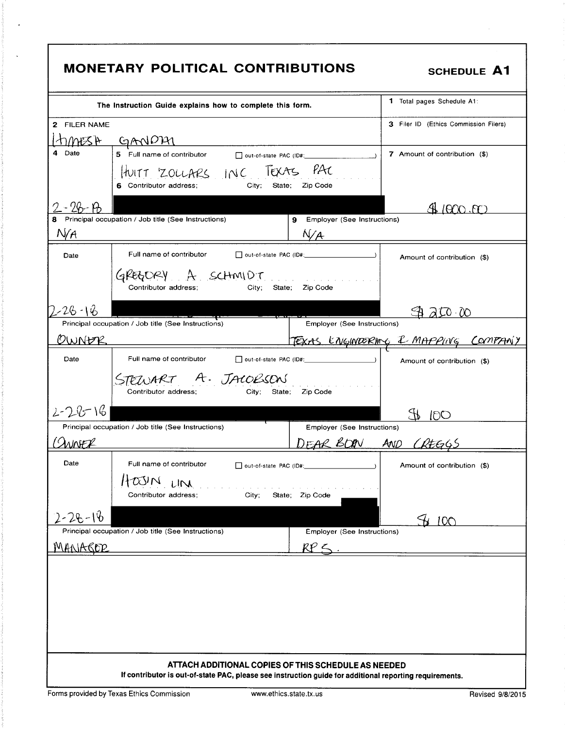# MONETARY POLITICAL CONTRIBUTIONS

**SCHEDULE A1**

The Instruction Guide explains how to complete this form.

1 Total pages Schedule A1:

2 FILER NAME: HIMESH GANDHI

3 Filer ID (Ethics Commission Filers):

| 4 Date | 5 Full name of contributor / 6 Contributor address; City; State; Zip Code | 7 Amount of contribution ($) |
| --- | --- | --- |
| 2-28-18 | HUITT ZOLLARS INC TEXAS PAC ☐ out-of-state PAC (ID#: ) | $1000.00 |
| | 8 Principal occupation / Job title (See Instructions): N/A | 9 Employer (See Instructions): N/A |
| 2-28-18 | GREGORY A SCHMIDT ☐ out-of-state PAC (ID#: ) | $250.00 |
| | Principal occupation / Job title (See Instructions): OWNER | Employer (See Instructions): TEXAS ENGINEERING & MAPPING COMPANY |
| 2-28-18 | STEWART A. JACOBSON ☐ out-of-state PAC (ID#: ) | $100 |
| | Principal occupation / Job title (See Instructions): OWNER | Employer (See Instructions): DEARBORN AND CREGGS |
| 2-28-18 | HOJIN LIM ☐ out-of-state PAC (ID#: ) | $100 |
| | Principal occupation / Job title (See Instructions): MANAGER | Employer (See Instructions): RPS. |

**ATTACH ADDITIONAL COPIES OF THIS SCHEDULE AS NEEDED**

**If contributor is out-of-state PAC, please see instruction guide for additional reporting requirements.**

Forms provided by Texas Ethics Commission www.ethics.state.tx.us Revised 9/8/2015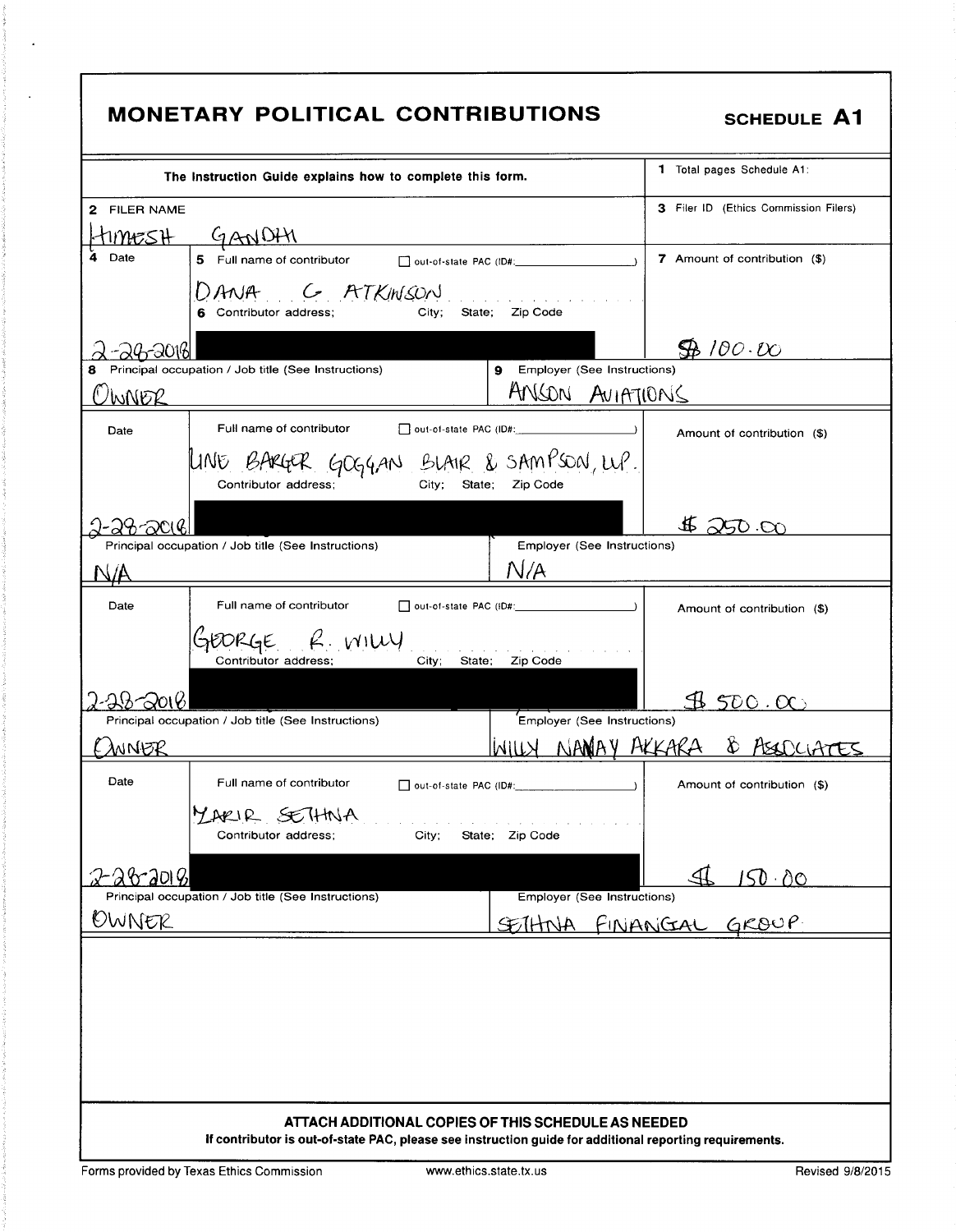# MONETARY POLITICAL CONTRIBUTIONS

**SCHEDULE A1**

The Instruction Guide explains how to complete this form.

1 Total pages Schedule A1:

2 FILER NAME: HIMESH GANDHI

3 Filer ID (Ethics Commission Filers):

| 4 Date | 5 Full name of contributor / 6 Contributor address; City; State; Zip Code | 7 Amount of contribution ($) |
|---|---|---|
| 2-28-2018 | DANA G ATKINSON ☐ out-of-state PAC (ID#: ) | $100.00 |
| **8 Principal occupation / Job title (See Instructions)** | **9 Employer (See Instructions)** | |
| OWNER | ANSON AVIATIONS | |

| Date | Full name of contributor / Contributor address; City; State; Zip Code | Amount of contribution ($) |
|---|---|---|
| 2-28-2018 | LINE BARGER GOGGAN BLAIR & SAMPSON, LLP. ☐ out-of-state PAC (ID#: ) | $250.00 |
| **Principal occupation / Job title (See Instructions)** | **Employer (See Instructions)** | |
| N/A | N/A | |

| Date | Full name of contributor / Contributor address; City; State; Zip Code | Amount of contribution ($) |
|---|---|---|
| 2-28-2018 | GEORGE R. WILLY ☐ out-of-state PAC (ID#: ) | $500.00 |
| **Principal occupation / Job title (See Instructions)** | **Employer (See Instructions)** | |
| OWNER | WILLY NANAY AKKARA & ASSOCIATES | |

| Date | Full name of contributor / Contributor address; City; State; Zip Code | Amount of contribution ($) |
|---|---|---|
| 2-28-2018 | ZARIR SETHNA ☐ out-of-state PAC (ID#: ) | $150.00 |
| **Principal occupation / Job title (See Instructions)** | **Employer (See Instructions)** | |
| OWNER | SETHNA FINANCIAL GROUP | |

**ATTACH ADDITIONAL COPIES OF THIS SCHEDULE AS NEEDED**

**If contributor is out-of-state PAC, please see instruction guide for additional reporting requirements.**

Forms provided by Texas Ethics Commission www.ethics.state.tx.us Revised 9/8/2015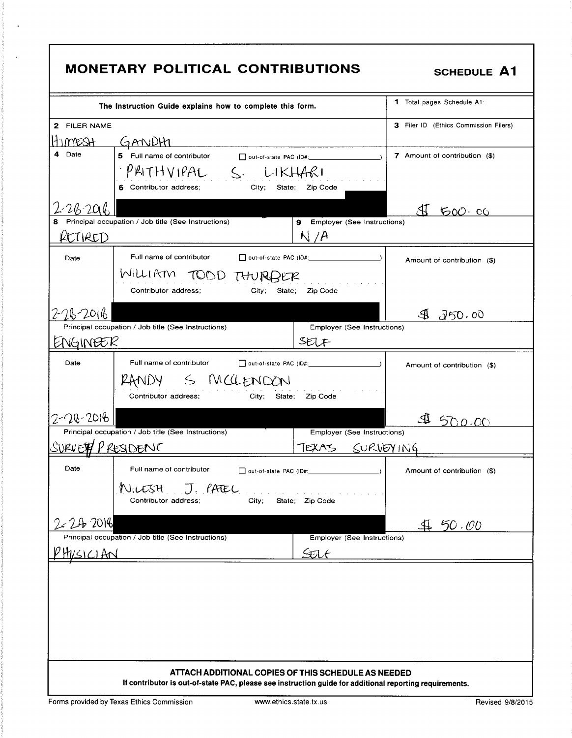# MONETARY POLITICAL CONTRIBUTIONS

**SCHEDULE A1**

The Instruction Guide explains how to complete this form.

**1** Total pages Schedule A1:

**2** FILER NAME: HIMESH GANDHI

**3** Filer ID (Ethics Commission Filers):

| 4 Date | 5 Full name of contributor / 6 Contributor address; City; State; Zip Code | 7 Amount of contribution ($) |
|---|---|---|
| 2-28-2016 | PRITHVIPAL S. LIKHARI ☐ out-of-state PAC (ID#: ) | $ 500.00 |
| **8** Principal occupation / Job title (See Instructions): RETIRED | **9** Employer (See Instructions): N/A | |
| 2-26-2016 | WILLIAM TODD THURBER ☐ out-of-state PAC (ID#: ) | $ 250.00 |
| Principal occupation / Job title (See Instructions): ENGINEER | Employer (See Instructions): SELF | |
| 2-28-2016 | RANDY S MCCLENDON ☐ out-of-state PAC (ID#: ) | $ 500.00 |
| Principal occupation / Job title (See Instructions): SURVEY PRESIDENT | Employer (See Instructions): TEXAS SURVEYING | |
| 2-28-2016 | NILESH J. PATEL ☐ out-of-state PAC (ID#: ) | $ 50.00 |
| Principal occupation / Job title (See Instructions): PHYSICIAN | Employer (See Instructions): SELF | |

**ATTACH ADDITIONAL COPIES OF THIS SCHEDULE AS NEEDED**

**If contributor is out-of-state PAC, please see instruction guide for additional reporting requirements.**

Forms provided by Texas Ethics Commission www.ethics.state.tx.us Revised 9/8/2015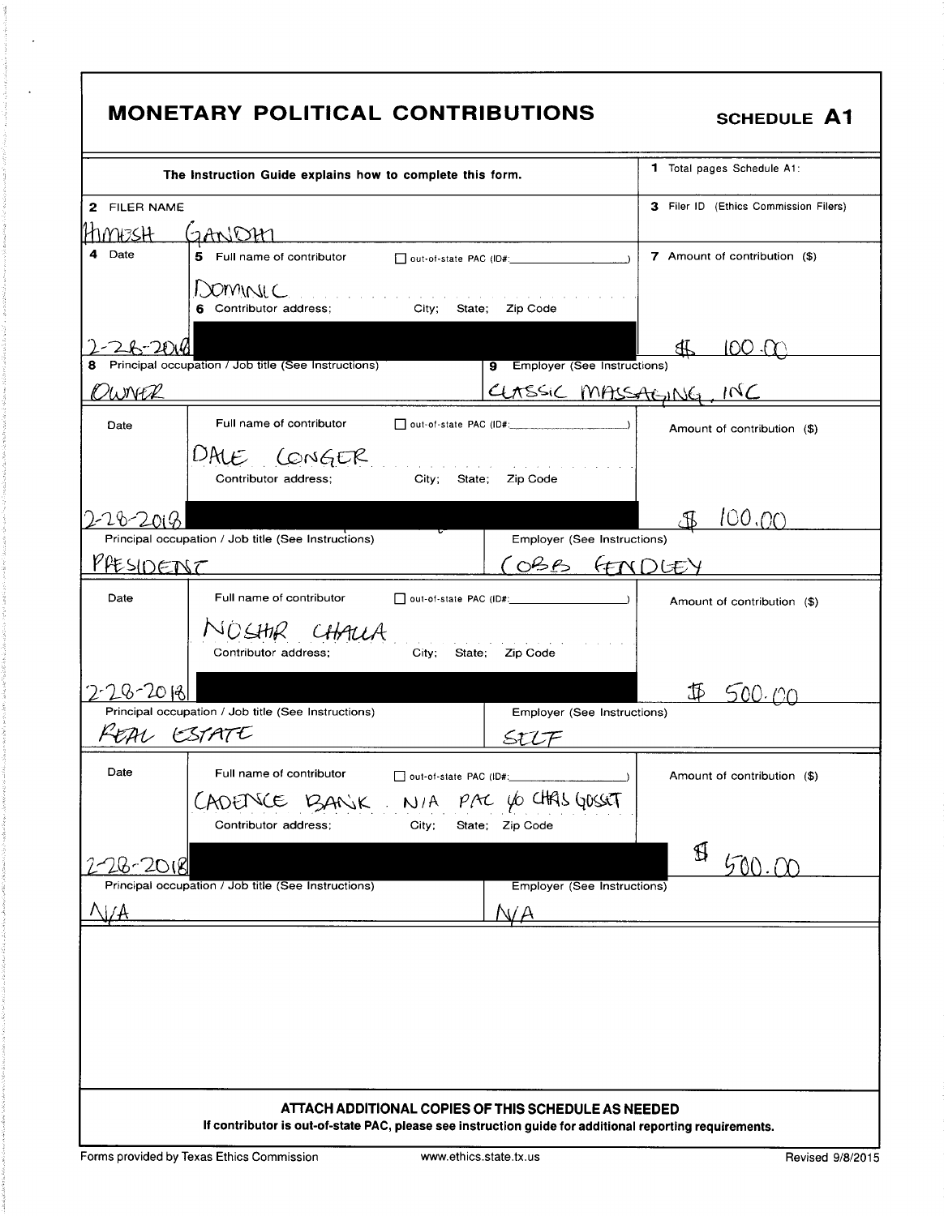# MONETARY POLITICAL CONTRIBUTIONS

**SCHEDULE A1**

| The Instruction Guide explains how to complete this form. | | 1 Total pages Schedule A1: |
|---|---|---|
| **2** FILER NAME<br>HIMESH GANDHI | | **3** Filer ID (Ethics Commission Filers) |
| **4** Date<br>2-28-2018 | **5** Full name of contributor ☐ out-of-state PAC (ID#: )<br>DOMINIC<br>**6** Contributor address; City; State; Zip Code | **7** Amount of contribution ($)<br>$ 100.00 |
| **8** Principal occupation / Job title (See Instructions)<br>OWNER | **9** Employer (See Instructions)<br>CLASSIC MASSAGING, INC | |
| Date<br>2-28-2018 | Full name of contributor ☐ out-of-state PAC (ID#: )<br>DALE CONGER<br>Contributor address; City; State; Zip Code | Amount of contribution ($)<br>$ 100.00 |
| Principal occupation / Job title (See Instructions)<br>PRESIDENT | Employer (See Instructions)<br>COBB FENDLEY | |
| Date<br>2-28-2018 | Full name of contributor ☐ out-of-state PAC (ID#: )<br>NOSHIR CHALLA<br>Contributor address; City; State; Zip Code | Amount of contribution ($)<br>$ 500.00 |
| Principal occupation / Job title (See Instructions)<br>REAL ESTATE | Employer (See Instructions)<br>SELF | |
| Date<br>2-28-2018 | Full name of contributor ☐ out-of-state PAC (ID#: )<br>CADENCE BANK N/A PAC c/o CHRIS GOSSETT<br>Contributor address; City; State; Zip Code | Amount of contribution ($)<br>$ 500.00 |
| Principal occupation / Job title (See Instructions)<br>N/A | Employer (See Instructions)<br>N/A | |

**ATTACH ADDITIONAL COPIES OF THIS SCHEDULE AS NEEDED**

**If contributor is out-of-state PAC, please see instruction guide for additional reporting requirements.**

Forms provided by Texas Ethics Commission www.ethics.state.tx.us Revised 9/8/2015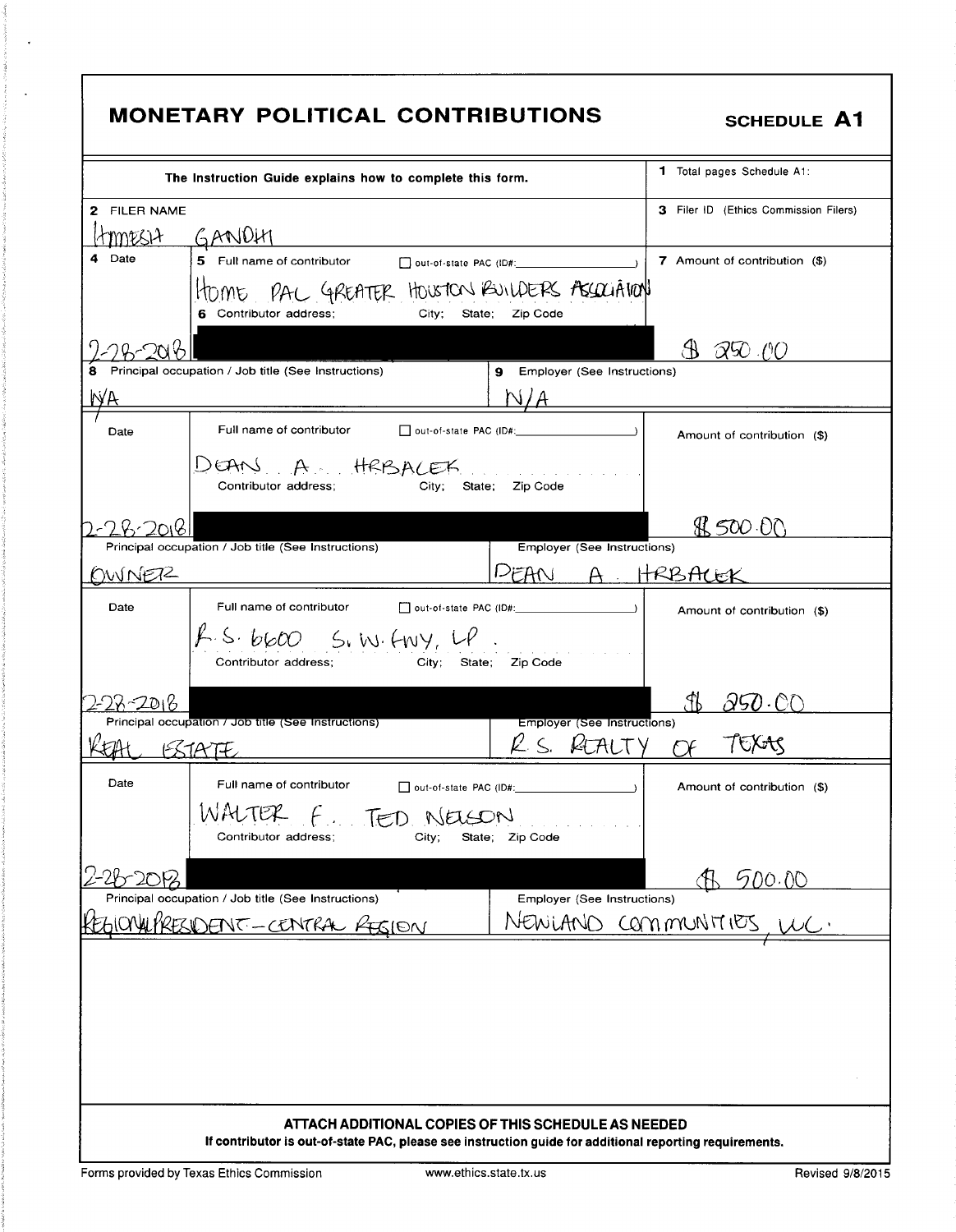# MONETARY POLITICAL CONTRIBUTIONS

**SCHEDULE A1**

| The Instruction Guide explains how to complete this form. | 1 Total pages Schedule A1: |
|---|---|
| **2** FILER NAME<br>HIMESH GANDHI | **3** Filer ID (Ethics Commission Filers) |

| 4 Date | 5 Full name of contributor / 6 Contributor address; City; State; Zip Code | 7 Amount of contribution ($) |
|---|---|---|
| 2-28-2018 | HOME PAC GREATER HOUSTON BUILDERS ASSOCIATION<br>☐ out-of-state PAC (ID#: ) | $ 250.00 |
| **8** Principal occupation / Job title (See Instructions): N/A | **9** Employer (See Instructions): N/A | |
| 2-28-2018 | DEAN A. HRBACEK<br>☐ out-of-state PAC (ID#: ) | $ 500.00 |
| Principal occupation / Job title (See Instructions): OWNER | Employer (See Instructions): DEAN A. HRBACEK | |
| 2-28-2018 | R.S. 6600 S.W. FWY, LP.<br>☐ out-of-state PAC (ID#: ) | $ 250.00 |
| Principal occupation / Job title (See Instructions): REAL ESTATE | Employer (See Instructions): R.S. REALTY OF TEXAS | |
| 2-28-2018 | WALTER F. TED NELSON<br>☐ out-of-state PAC (ID#: ) | $ 500.00 |
| Principal occupation / Job title (See Instructions): REGIONAL PRESIDENT - CENTRAL REGION | Employer (See Instructions): NEWLAND COMMUNITIES, LLC. | |

**ATTACH ADDITIONAL COPIES OF THIS SCHEDULE AS NEEDED**

**If contributor is out-of-state PAC, please see instruction guide for additional reporting requirements.**

Forms provided by Texas Ethics Commission www.ethics.state.tx.us Revised 9/8/2015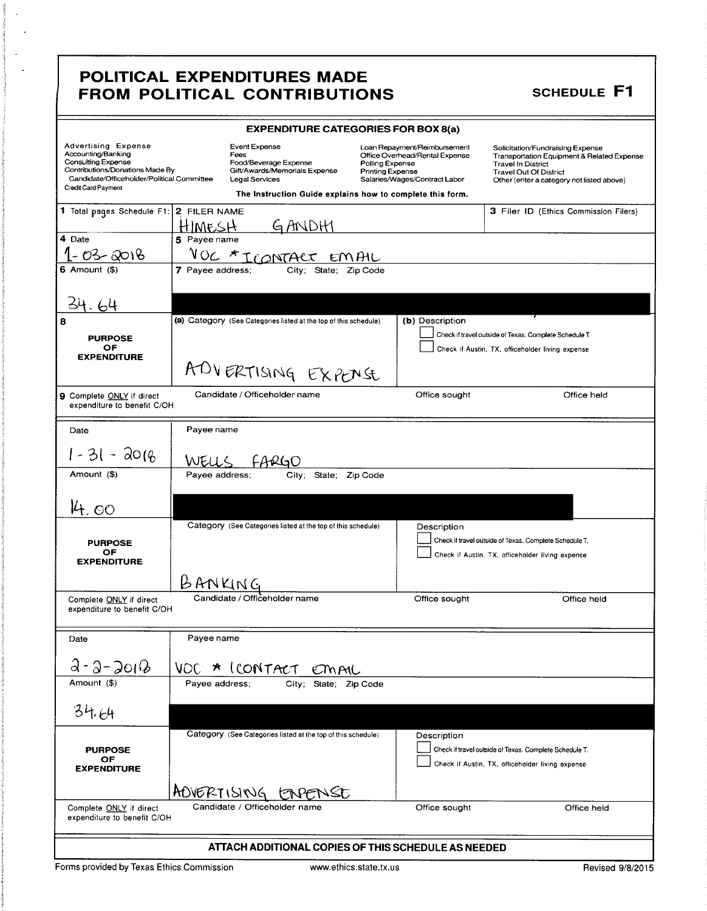# POLITICAL EXPENDITURES MADE FROM POLITICAL CONTRIBUTIONS

**SCHEDULE F1**

**EXPENDITURE CATEGORIES FOR BOX 8(a)**

| | | | |
|---|---|---|---|
| Advertising Expense | Event Expense | Loan Repayment/Reimbursement | Solicitation/Fundraising Expense |
| Accounting/Banking | Fees | Office Overhead/Rental Expense | Transportation Equipment & Related Expense |
| Consulting Expense | Food/Beverage Expense | Polling Expense | Travel In District |
| Contributions/Donations Made By Candidate/Officeholder/Political Committee | Gift/Awards/Memorials Expense | Printing Expense | Travel Out Of District |
| Credit Card Payment | Legal Services | Salaries/Wages/Contract Labor | Other (enter a category not listed above) |

**The Instruction Guide explains how to complete this form.**

| | | |
|---|---|---|
| **1** Total pages Schedule F1: | **2** FILER NAME<br>HIMESH GANDHI | **3** Filer ID (Ethics Commission Filers) |
| **4** Date<br>1-03-2018 | **5** Payee name<br>VOC * ICONTACT EMAIL | |
| **6** Amount ($)<br>34.64 | **7** Payee address; City; State; Zip Code | |
| **8** **PURPOSE OF EXPENDITURE** | **(a)** Category (See Categories listed at the top of this schedule)<br>ADVERTISING EXPENSE | **(b)** Description<br>☐ Check if travel outside of Texas. Complete Schedule T.<br>☐ Check if Austin, TX, officeholder living expense |
| **9** Complete ONLY if direct expenditure to benefit C/OH | Candidate / Officeholder name | Office sought / Office held |

| | | |
|---|---|---|
| Date<br>1-31-2018 | Payee name<br>WELLS FARGO | |
| Amount ($)<br>14.00 | Payee address; City; State; Zip Code | |
| **PURPOSE OF EXPENDITURE** | Category (See Categories listed at the top of this schedule)<br>BANKING | Description<br>☐ Check if travel outside of Texas. Complete Schedule T.<br>☐ Check if Austin, TX, officeholder living expense |
| Complete ONLY if direct expenditure to benefit C/OH | Candidate / Officeholder name | Office sought / Office held |

| | | |
|---|---|---|
| Date<br>2-2-2018 | Payee name<br>VOC * ICONTACT EMAIL | |
| Amount ($)<br>34.64 | Payee address; City; State; Zip Code | |
| **PURPOSE OF EXPENDITURE** | Category (See Categories listed at the top of this schedule)<br>ADVERTISING EXPENSE | Description<br>☐ Check if travel outside of Texas. Complete Schedule T.<br>☐ Check if Austin, TX, officeholder living expense |
| Complete ONLY if direct expenditure to benefit C/OH | Candidate / Officeholder name | Office sought / Office held |

**ATTACH ADDITIONAL COPIES OF THIS SCHEDULE AS NEEDED**

Forms provided by Texas Ethics Commission www.ethics.state.tx.us Revised 9/8/2015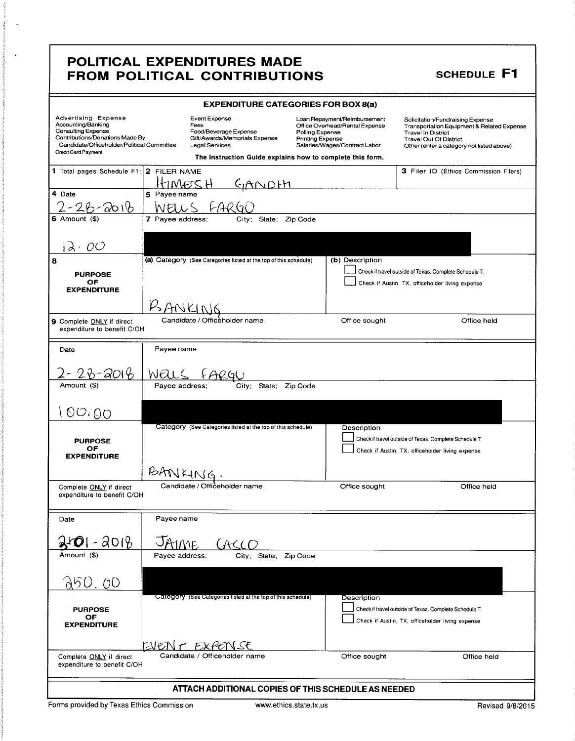# POLITICAL EXPENDITURES MADE FROM POLITICAL CONTRIBUTIONS

**SCHEDULE F1**

## EXPENDITURE CATEGORIES FOR BOX 8(a)

| | | | |
|---|---|---|---|
| Advertising Expense | Event Expense | Loan Repayment/Reimbursement | Solicitation/Fundraising Expense |
| Accounting/Banking | Fees | Office Overhead/Rental Expense | Transportation Equipment & Related Expense |
| Consulting Expense | Food/Beverage Expense | Polling Expense | Travel In District |
| Contributions/Donations Made By Candidate/Officeholder/Political Committee | Gift/Awards/Memorials Expense | Printing Expense | Travel Out Of District |
| Credit Card Payment | Legal Services | Salaries/Wages/Contract Labor | Other (enter a category not listed above) |

The Instruction Guide explains how to complete this form.

| | | |
|---|---|---|
| **1** Total pages Schedule F1: | **2** FILER NAME: HIMESH GANDHI | **3** Filer ID (Ethics Commission Filers) |
| **4** Date: 2-28-2018 | **5** Payee name: WELLS FARGO | |
| **6** Amount ($): 12.00 | **7** Payee address; City; State; Zip Code: | |
| **8** PURPOSE OF EXPENDITURE | **(a)** Category (See Categories listed at the top of this schedule): BANKING | **(b)** Description ☐ Check if travel outside of Texas. Complete Schedule T. ☐ Check if Austin, TX, officeholder living expense |
| **9** Complete ONLY if direct expenditure to benefit C/OH | Candidate / Officeholder name | Office sought / Office held |

| | | |
|---|---|---|
| Date: 2-28-2018 | Payee name: WELLS FARGO | |
| Amount ($): 100.00 | Payee address; City; State; Zip Code: | |
| PURPOSE OF EXPENDITURE | Category (See Categories listed at the top of this schedule): BANKING. | Description ☐ Check if travel outside of Texas. Complete Schedule T. ☐ Check if Austin, TX, officeholder living expense |
| Complete ONLY if direct expenditure to benefit C/OH | Candidate / Officeholder name | Office sought / Office held |

| | | |
|---|---|---|
| Date: 2-01-2018 | Payee name: JAIME CASCO | |
| Amount ($): 250.00 | Payee address; City; State; Zip Code: | |
| PURPOSE OF EXPENDITURE | Category (See Categories listed at the top of this schedule): EVENT EXPENSE | Description ☐ Check if travel outside of Texas. Complete Schedule T. ☐ Check if Austin, TX, officeholder living expense |
| Complete ONLY if direct expenditure to benefit C/OH | Candidate / Officeholder name | Office sought / Office held |

**ATTACH ADDITIONAL COPIES OF THIS SCHEDULE AS NEEDED**

Forms provided by Texas Ethics Commission www.ethics.state.tx.us Revised 9/8/2015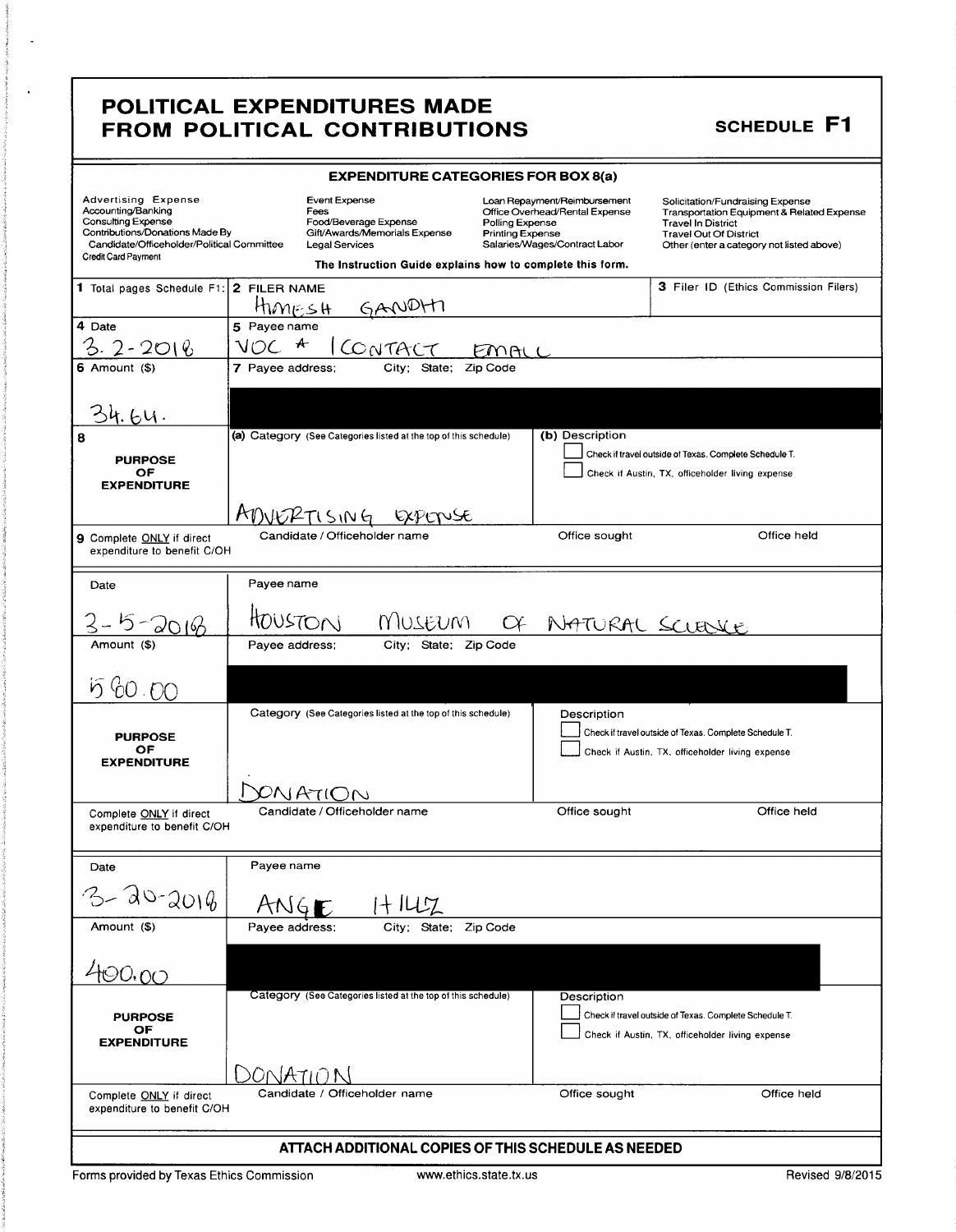# POLITICAL EXPENDITURES MADE FROM POLITICAL CONTRIBUTIONS

**SCHEDULE F1**

**EXPENDITURE CATEGORIES FOR BOX 8(a)**

| | | | |
|---|---|---|---|
| Advertising Expense<br>Accounting/Banking<br>Consulting Expense<br>Contributions/Donations Made By Candidate/Officeholder/Political Committee<br>Credit Card Payment | Event Expense<br>Fees<br>Food/Beverage Expense<br>Gift/Awards/Memorials Expense<br>Legal Services | Loan Repayment/Reimbursement<br>Office Overhead/Rental Expense<br>Polling Expense<br>Printing Expense<br>Salaries/Wages/Contract Labor | Solicitation/Fundraising Expense<br>Transportation Equipment & Related Expense<br>Travel In District<br>Travel Out Of District<br>Other (enter a category not listed above) |

The Instruction Guide explains how to complete this form.

| | | | |
|---|---|---|---|
| **1** Total pages Schedule F1: | **2** FILER NAME<br>HIMESH GANDHI | | **3** Filer ID (Ethics Commission Filers) |
| **4** Date<br>3-2-2018 | **5** Payee name<br>VOC A ICONTACT EMAIL | | |
| **6** Amount ($)<br>34.64 | **7** Payee address; City; State; Zip Code<br>[REDACTED] | | |
| **8** PURPOSE OF EXPENDITURE | **(a)** Category (See Categories listed at the top of this schedule)<br>ADVERTISING EXPENSE | **(b)** Description<br>☐ Check if travel outside of Texas. Complete Schedule T.<br>☐ Check if Austin, TX, officeholder living expense | |
| **9** Complete ONLY if direct expenditure to benefit C/OH | Candidate / Officeholder name | Office sought | Office held |

| | | | |
|---|---|---|---|
| Date<br>3-5-2018 | Payee name<br>HOUSTON MUSEUM OF NATURAL SCIENCE | | |
| Amount ($)<br>580.00 | Payee address; City; State; Zip Code<br>[REDACTED] | | |
| PURPOSE OF EXPENDITURE | Category (See Categories listed at the top of this schedule)<br>DONATION | Description<br>☐ Check if travel outside of Texas. Complete Schedule T.<br>☐ Check if Austin, TX, officeholder living expense | |
| Complete ONLY if direct expenditure to benefit C/OH | Candidate / Officeholder name | Office sought | Office held |

| | | | |
|---|---|---|---|
| Date<br>3-20-2018 | Payee name<br>ANGE H ILLZ | | |
| Amount ($)<br>400.00 | Payee address; City; State; Zip Code<br>[REDACTED] | | |
| PURPOSE OF EXPENDITURE | Category (See Categories listed at the top of this schedule)<br>DONATION | Description<br>☐ Check if travel outside of Texas. Complete Schedule T.<br>☐ Check if Austin, TX, officeholder living expense | |
| Complete ONLY if direct expenditure to benefit C/OH | Candidate / Officeholder name | Office sought | Office held |

**ATTACH ADDITIONAL COPIES OF THIS SCHEDULE AS NEEDED**

Forms provided by Texas Ethics Commission www.ethics.state.tx.us Revised 9/8/2015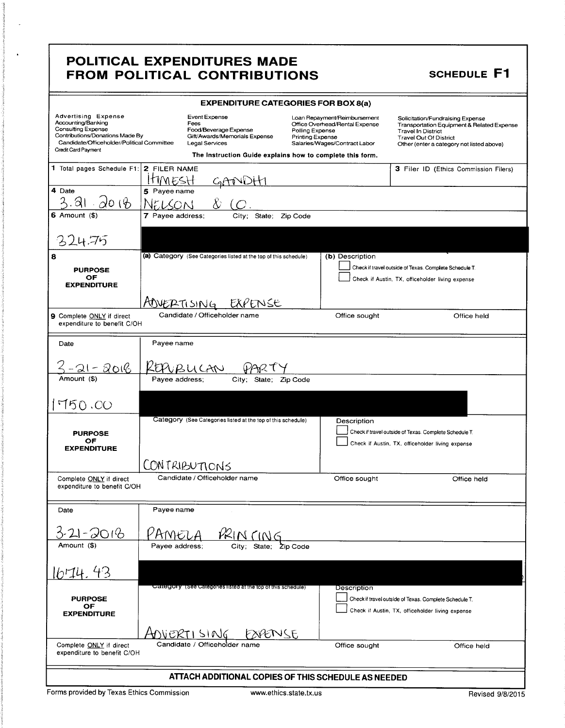# POLITICAL EXPENDITURES MADE FROM POLITICAL CONTRIBUTIONS

**SCHEDULE F1**

**EXPENDITURE CATEGORIES FOR BOX 8(a)**

| | | | |
|---|---|---|---|
| Advertising Expense<br>Accounting/Banking<br>Consulting Expense<br>Contributions/Donations Made By Candidate/Officeholder/Political Committee<br>Credit Card Payment | Event Expense<br>Fees<br>Food/Beverage Expense<br>Gift/Awards/Memorials Expense<br>Legal Services | Loan Repayment/Reimbursement<br>Office Overhead/Rental Expense<br>Polling Expense<br>Printing Expense<br>Salaries/Wages/Contract Labor | Solicitation/Fundraising Expense<br>Transportation Equipment & Related Expense<br>Travel In District<br>Travel Out Of District<br>Other (enter a category not listed above) |

The Instruction Guide explains how to complete this form.

| | | | |
|---|---|---|---|
| 1 Total pages Schedule F1: | 2 FILER NAME<br>HIMESH GANDHI | | 3 Filer ID (Ethics Commission Filers) |
| 4 Date<br>3.21.2018 | 5 Payee name<br>NELSON & CO. | | |
| 6 Amount ($)<br>324.75 | 7 Payee address; City; State; Zip Code<br>[REDACTED] | | |
| 8 PURPOSE OF EXPENDITURE | (a) Category (See Categories listed at the top of this schedule)<br>ADVERTISING EXPENSE | (b) Description<br>☐ Check if travel outside of Texas. Complete Schedule T.<br>☐ Check if Austin, TX, officeholder living expense | |
| 9 Complete ONLY if direct expenditure to benefit C/OH | Candidate / Officeholder name | Office sought | Office held |
| Date<br>3-21-2018 | Payee name<br>REPUBLICAN PARTY | | |
| Amount ($)<br>1750.00 | Payee address; City; State; Zip Code<br>[REDACTED] | | |
| PURPOSE OF EXPENDITURE | Category (See Categories listed at the top of this schedule)<br>CONTRIBUTIONS | Description<br>☐ Check if travel outside of Texas. Complete Schedule T.<br>☐ Check if Austin, TX, officeholder living expense | |
| Complete ONLY if direct expenditure to benefit C/OH | Candidate / Officeholder name | Office sought | Office held |
| Date<br>3-21-2018 | Payee name<br>PAMELA PRINCING | | |
| Amount ($)<br>1674.43 | Payee address; City; State; Zip Code<br>[REDACTED] | | |
| PURPOSE OF EXPENDITURE | Category (See Categories listed at the top of this schedule)<br>ADVERTISING EXPENSE | Description<br>☐ Check if travel outside of Texas. Complete Schedule T.<br>☐ Check if Austin, TX, officeholder living expense | |
| Complete ONLY if direct expenditure to benefit C/OH | Candidate / Officeholder name | Office sought | Office held |

**ATTACH ADDITIONAL COPIES OF THIS SCHEDULE AS NEEDED**

Forms provided by Texas Ethics Commission www.ethics.state.tx.us Revised 9/8/2015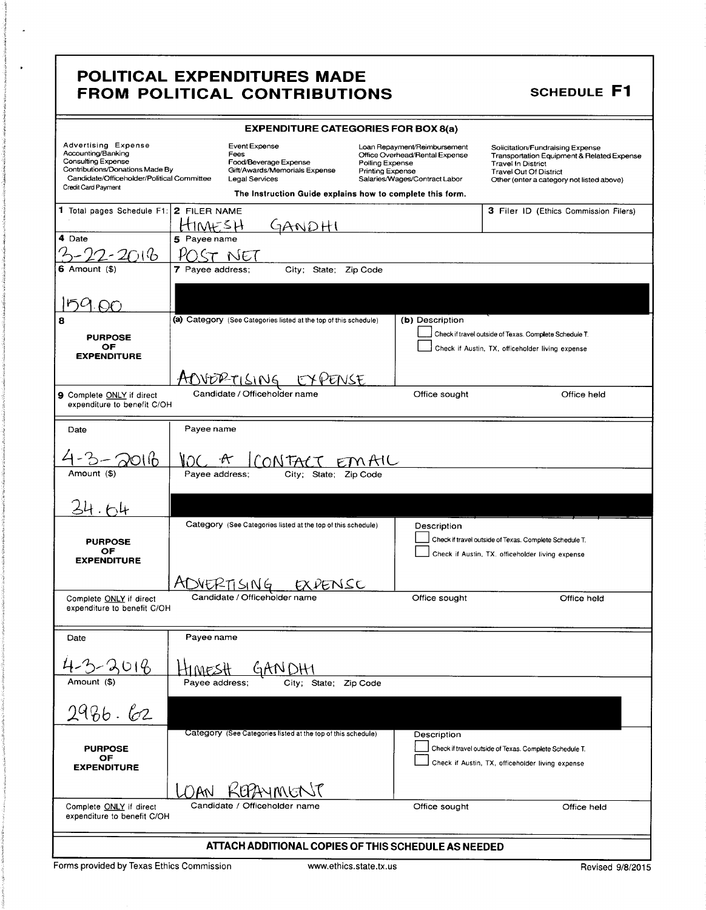# POLITICAL EXPENDITURES MADE FROM POLITICAL CONTRIBUTIONS

**SCHEDULE F1**

### EXPENDITURE CATEGORIES FOR BOX 8(a)

| | | | |
|---|---|---|---|
| Advertising Expense | Event Expense | Loan Repayment/Reimbursement | Solicitation/Fundraising Expense |
| Accounting/Banking | Fees | Office Overhead/Rental Expense | Transportation Equipment & Related Expense |
| Consulting Expense | Food/Beverage Expense | Polling Expense | Travel In District |
| Contributions/Donations Made By Candidate/Officeholder/Political Committee | Gift/Awards/Memorials Expense | Printing Expense | Travel Out Of District |
| Credit Card Payment | Legal Services | Salaries/Wages/Contract Labor | Other (enter a category not listed above) |

**The Instruction Guide explains how to complete this form.**

**1** Total pages Schedule F1:

**2** FILER NAME: HIMESH GANDHI

**3** Filer ID (Ethics Commission Filers):

---

**4** Date: 3-22-2016

**5** Payee name: POST NET

**6** Amount ($): 159.00

**7** Payee address; City; State; Zip Code: [REDACTED]

**8** PURPOSE OF EXPENDITURE

- (a) Category (See Categories listed at the top of this schedule): ADVERTISING EXPENSE
- (b) Description:
  - ☐ Check if travel outside of Texas. Complete Schedule T.
  - ☐ Check if Austin, TX, officeholder living expense

**9** Complete ONLY if direct expenditure to benefit C/OH — Candidate / Officeholder name: — Office sought: — Office held:

---

Date: 4-3-2016

Payee name: VOC A ICONTACT EMAIL

Amount ($): 34.64

Payee address; City; State; Zip Code: [REDACTED]

PURPOSE OF EXPENDITURE

- Category (See Categories listed at the top of this schedule): ADVERTISING EXPENSE
- Description:
  - ☐ Check if travel outside of Texas. Complete Schedule T.
  - ☐ Check if Austin, TX, officeholder living expense

Complete ONLY if direct expenditure to benefit C/OH — Candidate / Officeholder name: — Office sought: — Office held:

---

Date: 4-3-2016

Payee name: HIMESH GANDHI

Amount ($): 2986.62

Payee address; City; State; Zip Code: [REDACTED]

PURPOSE OF EXPENDITURE

- Category (See Categories listed at the top of this schedule): LOAN REPAYMENT
- Description:
  - ☐ Check if travel outside of Texas. Complete Schedule T.
  - ☐ Check if Austin, TX, officeholder living expense

Complete ONLY if direct expenditure to benefit C/OH — Candidate / Officeholder name: — Office sought: — Office held:

---

**ATTACH ADDITIONAL COPIES OF THIS SCHEDULE AS NEEDED**

Forms provided by Texas Ethics Commission www.ethics.state.tx.us Revised 9/8/2015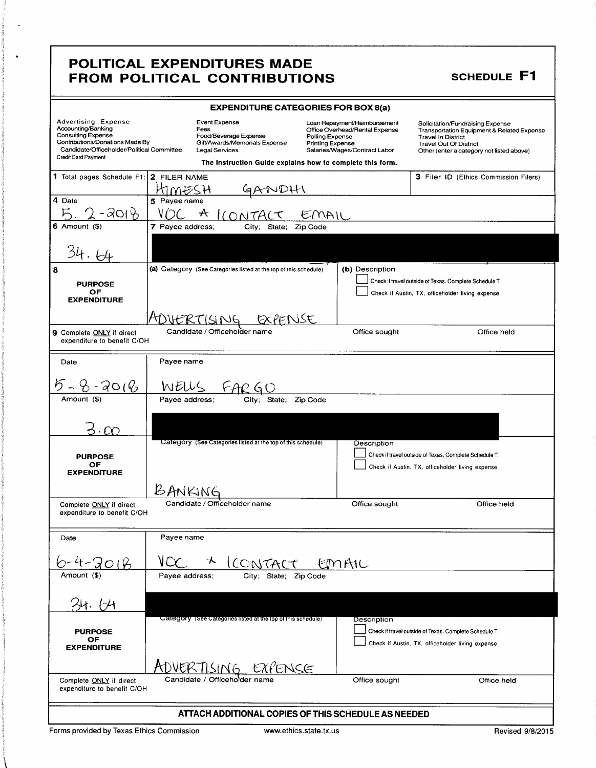# POLITICAL EXPENDITURES MADE FROM POLITICAL CONTRIBUTIONS

**SCHEDULE F1**

**EXPENDITURE CATEGORIES FOR BOX 8(a)**

| | | | |
|---|---|---|---|
| Advertising Expense<br>Accounting/Banking<br>Consulting Expense<br>Contributions/Donations Made By Candidate/Officeholder/Political Committee<br>Credit Card Payment | Event Expense<br>Fees<br>Food/Beverage Expense<br>Gift/Awards/Memorials Expense<br>Legal Services | Loan Repayment/Reimbursement<br>Office Overhead/Rental Expense<br>Polling Expense<br>Printing Expense<br>Salaries/Wages/Contract Labor | Solicitation/Fundraising Expense<br>Transportation Equipment & Related Expense<br>Travel In District<br>Travel Out Of District<br>Other (enter a category not listed above) |

The Instruction Guide explains how to complete this form.

| | | |
|---|---|---|
| **1** Total pages Schedule F1: | **2** FILER NAME<br>HIMESH GANDHI | **3** Filer ID (Ethics Commission Filers) |

| | | | |
|---|---|---|---|
| **4** Date<br>5-2-2018 | **5** Payee name<br>VOC * ICONTACT EMAIL | | |
| **6** Amount ($)<br>34.64 | **7** Payee address; City; State; Zip Code<br>[REDACTED] | | |
| **8** **PURPOSE OF EXPENDITURE** | **(a)** Category (See Categories listed at the top of this schedule)<br>ADVERTISING EXPENSE | **(b)** Description<br>☐ Check if travel outside of Texas. Complete Schedule T.<br>☐ Check if Austin, TX, officeholder living expense | |
| **9** Complete ONLY if direct expenditure to benefit C/OH | Candidate / Officeholder name | Office sought | Office held |

| | | | |
|---|---|---|---|
| Date<br>5-8-2018 | Payee name<br>WELLS FARGO | | |
| Amount ($)<br>3.00 | Payee address; City; State; Zip Code<br>[REDACTED] | | |
| **PURPOSE OF EXPENDITURE** | Category (See Categories listed at the top of this schedule)<br>BANKING | Description<br>☐ Check if travel outside of Texas. Complete Schedule T.<br>☐ Check if Austin, TX, officeholder living expense | |
| Complete ONLY if direct expenditure to benefit C/OH | Candidate / Officeholder name | Office sought | Office held |

| | | | |
|---|---|---|---|
| Date<br>6-4-2018 | Payee name<br>VOC * ICONTACT EMAIL | | |
| Amount ($)<br>34.64 | Payee address; City; State; Zip Code<br>[REDACTED] | | |
| **PURPOSE OF EXPENDITURE** | Category (See Categories listed at the top of this schedule)<br>ADVERTISING EXPENSE | Description<br>☐ Check if travel outside of Texas. Complete Schedule T.<br>☐ Check if Austin, TX, officeholder living expense | |
| Complete ONLY if direct expenditure to benefit C/OH | Candidate / Officeholder name | Office sought | Office held |

**ATTACH ADDITIONAL COPIES OF THIS SCHEDULE AS NEEDED**

Forms provided by Texas Ethics Commission www.ethics.state.tx.us Revised 9/8/2015